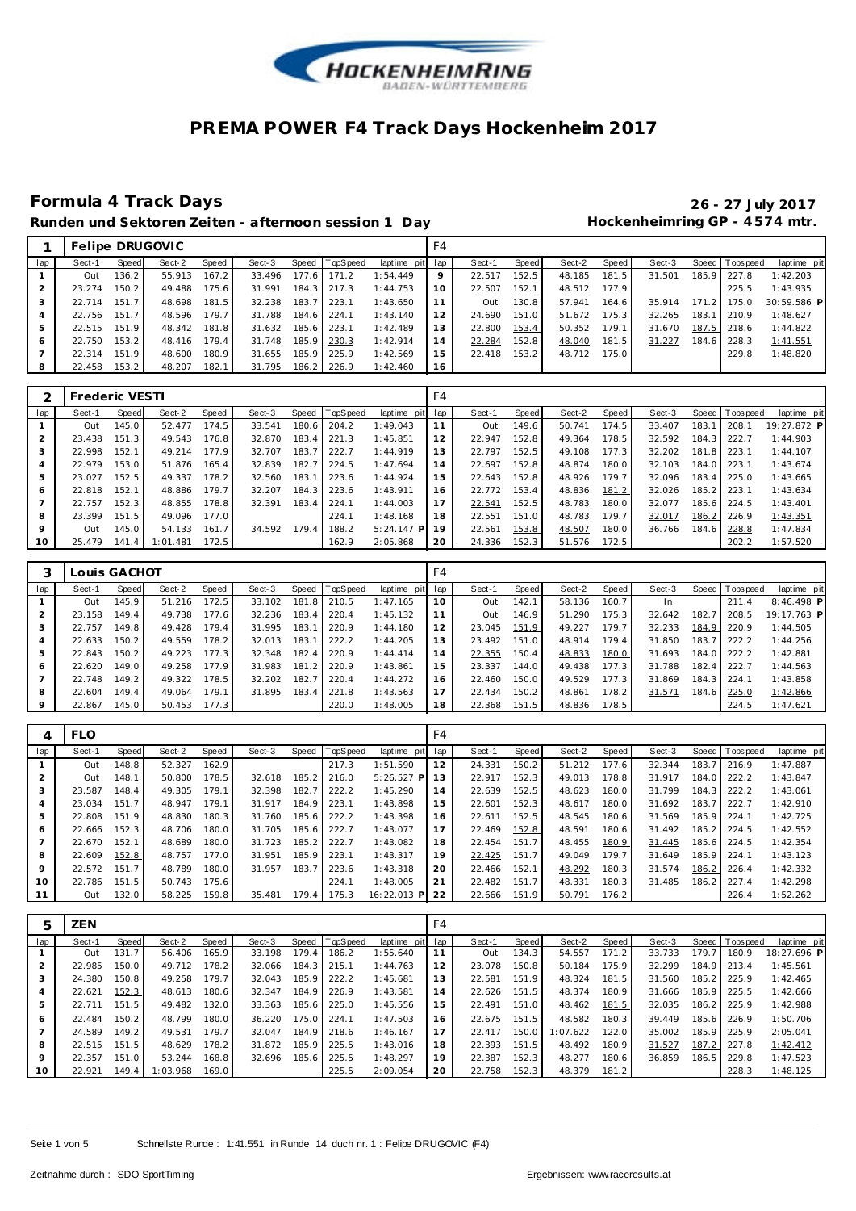# PREMA POWER F4 Track Days Hockenheim 2017

## Formula 4 Track Days

**26 - 27 July 2017**

**Runden und Sektoren Zeiten - afternoon session 1 Day**

**Hockenheimring GP - 4574 mtr.**

| 1 | Felipe DRUGOVIC | | | | | | | | F4 | | | | | | | | |
|---|---|---|---|---|---|---|---|---|---|---|---|---|---|---|---|---|---|
| lap | Sect-1 | Speed | Sect-2 | Speed | Sect-3 | Speed | TopSpeed | laptime pit | lap | Sect-1 | Speed | Sect-2 | Speed | Sect-3 | Speed | Topspeed | laptime pit |
| 1 | Out | 136.2 | 55.913 | 167.2 | 33.496 | 177.6 | 171.2 | 1:54.449 | 9 | 22.517 | 152.5 | 48.185 | 181.5 | 31.501 | 185.9 | 227.8 | 1:42.203 |
| 2 | 23.274 | 150.2 | 49.488 | 175.6 | 31.991 | 184.3 | 217.3 | 1:44.753 | 10 | 22.507 | 152.1 | 48.512 | 177.9 | | | 225.5 | 1:43.935 |
| 3 | 22.714 | 151.7 | 48.698 | 181.5 | 32.238 | 183.7 | 223.1 | 1:43.650 | 11 | Out | 130.8 | 57.941 | 164.6 | 35.914 | 171.2 | 175.0 | 30:59.586 P |
| 4 | 22.756 | 151.7 | 48.596 | 179.7 | 31.788 | 184.6 | 224.1 | 1:43.140 | 12 | 24.690 | 151.0 | 51.672 | 175.3 | 32.265 | 183.1 | 210.9 | 1:48.627 |
| 5 | 22.515 | 151.9 | 48.342 | 181.8 | 31.632 | 185.6 | 223.1 | 1:42.489 | 13 | 22.800 | 153.4 | 50.352 | 179.1 | 31.670 | 187.5 | 218.6 | 1:44.822 |
| 6 | 22.750 | 153.2 | 48.416 | 179.4 | 31.748 | 185.9 | 230.3 | 1:42.914 | 14 | 22.284 | 152.8 | 48.040 | 181.5 | 31.227 | 184.6 | 228.3 | 1:41.551 |
| 7 | 22.314 | 151.9 | 48.600 | 180.9 | 31.655 | 185.9 | 225.9 | 1:42.569 | 15 | 22.418 | 153.2 | 48.712 | 175.0 | | | 229.8 | 1:48.820 |
| 8 | 22.458 | 153.2 | 48.207 | 182.1 | 31.795 | 186.2 | 226.9 | 1:42.460 | 16 | | | | | | | | |

| 2 | Frederic VESTI | | | | | | | | F4 | | | | | | | | |
|---|---|---|---|---|---|---|---|---|---|---|---|---|---|---|---|---|---|
| lap | Sect-1 | Speed | Sect-2 | Speed | Sect-3 | Speed | TopSpeed | laptime pit | lap | Sect-1 | Speed | Sect-2 | Speed | Sect-3 | Speed | Topspeed | laptime pit |
| 1 | Out | 145.0 | 52.477 | 174.5 | 33.541 | 180.6 | 204.2 | 1:49.043 | 11 | Out | 149.6 | 50.741 | 174.5 | 33.407 | 183.1 | 208.1 | 19:27.872 P |
| 2 | 23.438 | 151.3 | 49.543 | 176.8 | 32.870 | 183.4 | 221.3 | 1:45.851 | 12 | 22.947 | 152.8 | 49.364 | 178.5 | 32.592 | 184.3 | 222.7 | 1:44.903 |
| 3 | 22.998 | 152.1 | 49.214 | 177.9 | 32.707 | 183.7 | 222.7 | 1:44.919 | 13 | 22.797 | 152.5 | 49.108 | 177.3 | 32.202 | 181.8 | 223.1 | 1:44.107 |
| 4 | 22.979 | 153.0 | 51.876 | 165.4 | 32.839 | 182.7 | 224.5 | 1:47.694 | 14 | 22.697 | 152.8 | 48.874 | 180.0 | 32.103 | 184.0 | 223.1 | 1:43.674 |
| 5 | 23.027 | 152.5 | 49.337 | 178.2 | 32.560 | 183.1 | 223.6 | 1:44.924 | 15 | 22.643 | 152.8 | 48.926 | 179.7 | 32.096 | 183.4 | 225.0 | 1:43.665 |
| 6 | 22.818 | 152.1 | 48.886 | 179.7 | 32.207 | 184.3 | 223.6 | 1:43.911 | 16 | 22.772 | 153.4 | 48.836 | 181.2 | 32.026 | 185.2 | 223.1 | 1:43.634 |
| 7 | 22.757 | 152.3 | 48.855 | 178.8 | 32.391 | 183.4 | 224.1 | 1:44.003 | 17 | 22.541 | 152.5 | 48.783 | 180.0 | 32.077 | 185.6 | 224.5 | 1:43.401 |
| 8 | 23.399 | 151.5 | 49.096 | 177.0 | | | 224.1 | 1:48.168 | 18 | 22.551 | 151.0 | 48.783 | 179.7 | 32.017 | 186.2 | 226.9 | 1:43.351 |
| 9 | Out | 145.0 | 54.133 | 161.7 | 34.592 | 179.4 | 188.2 | 5:24.147 P | 19 | 22.561 | 153.8 | 48.507 | 180.0 | 36.766 | 184.6 | 228.8 | 1:47.834 |
| 10 | 25.479 | 141.4 | 1:01.481 | 172.5 | | | 162.9 | 2:05.868 | 20 | 24.336 | 152.3 | 51.576 | 172.5 | | | 202.2 | 1:57.520 |

| 3 | Louis GACHOT | | | | | | | | F4 | | | | | | | | |
|---|---|---|---|---|---|---|---|---|---|---|---|---|---|---|---|---|---|
| lap | Sect-1 | Speed | Sect-2 | Speed | Sect-3 | Speed | TopSpeed | laptime pit | lap | Sect-1 | Speed | Sect-2 | Speed | Sect-3 | Speed | Topspeed | laptime pit |
| 1 | Out | 145.9 | 51.216 | 172.5 | 33.102 | 181.8 | 210.5 | 1:47.165 | 10 | Out | 142.1 | 58.136 | 160.7 | In | | 211.4 | 8:46.498 P |
| 2 | 23.158 | 149.4 | 49.738 | 177.6 | 32.236 | 183.4 | 220.4 | 1:45.132 | 11 | Out | 146.9 | 51.290 | 175.3 | 32.642 | 182.7 | 208.5 | 19:17.763 P |
| 3 | 22.757 | 149.8 | 49.428 | 179.4 | 31.995 | 183.1 | 220.9 | 1:44.180 | 12 | 23.045 | 151.9 | 49.227 | 179.7 | 32.233 | 184.9 | 220.9 | 1:44.505 |
| 4 | 22.633 | 150.2 | 49.559 | 178.2 | 32.013 | 183.1 | 222.2 | 1:44.205 | 13 | 23.492 | 151.0 | 48.914 | 179.4 | 31.850 | 183.7 | 222.2 | 1:44.256 |
| 5 | 22.843 | 150.2 | 49.223 | 177.3 | 32.348 | 182.4 | 220.9 | 1:44.414 | 14 | 22.355 | 150.4 | 48.833 | 180.0 | 31.693 | 184.0 | 222.2 | 1:42.881 |
| 6 | 22.620 | 149.0 | 49.258 | 177.9 | 31.983 | 181.2 | 220.9 | 1:43.861 | 15 | 23.337 | 144.0 | 49.438 | 177.3 | 31.788 | 182.4 | 222.7 | 1:44.563 |
| 7 | 22.748 | 149.2 | 49.322 | 178.5 | 32.202 | 182.7 | 220.4 | 1:44.272 | 16 | 22.460 | 150.0 | 49.529 | 177.3 | 31.869 | 184.3 | 224.1 | 1:43.858 |
| 8 | 22.604 | 149.4 | 49.064 | 179.1 | 31.895 | 183.4 | 221.8 | 1:43.563 | 17 | 22.434 | 150.2 | 48.861 | 178.2 | 31.571 | 184.6 | 225.0 | 1:42.866 |
| 9 | 22.867 | 145.0 | 50.453 | 177.3 | | | 220.0 | 1:48.005 | 18 | 22.368 | 151.5 | 48.836 | 178.5 | | | 224.5 | 1:47.621 |

| 4 | FLO | | | | | | | | F4 | | | | | | | | |
|---|---|---|---|---|---|---|---|---|---|---|---|---|---|---|---|---|---|
| lap | Sect-1 | Speed | Sect-2 | Speed | Sect-3 | Speed | TopSpeed | laptime pit | lap | Sect-1 | Speed | Sect-2 | Speed | Sect-3 | Speed | Topspeed | laptime pit |
| 1 | Out | 148.8 | 52.327 | 162.9 | | | 217.3 | 1:51.590 | 12 | 24.331 | 150.2 | 51.212 | 177.6 | 32.344 | 183.7 | 216.9 | 1:47.887 |
| 2 | Out | 148.1 | 50.800 | 178.5 | 32.618 | 185.2 | 216.0 | 5:26.527 P | 13 | 22.917 | 152.3 | 49.013 | 178.8 | 31.917 | 184.0 | 222.2 | 1:43.847 |
| 3 | 23.587 | 148.4 | 49.305 | 179.1 | 32.398 | 182.7 | 222.2 | 1:45.290 | 14 | 22.639 | 152.5 | 48.623 | 180.0 | 31.799 | 184.3 | 222.2 | 1:43.061 |
| 4 | 23.034 | 151.7 | 48.947 | 179.1 | 31.917 | 184.9 | 223.1 | 1:43.898 | 15 | 22.601 | 152.3 | 48.617 | 180.0 | 31.692 | 183.7 | 222.7 | 1:42.910 |
| 5 | 22.808 | 151.9 | 48.830 | 180.3 | 31.760 | 185.6 | 222.2 | 1:43.398 | 16 | 22.611 | 152.5 | 48.545 | 180.6 | 31.569 | 185.9 | 224.1 | 1:42.725 |
| 6 | 22.666 | 152.3 | 48.706 | 180.0 | 31.705 | 185.6 | 222.7 | 1:43.077 | 17 | 22.469 | 152.8 | 48.591 | 180.6 | 31.492 | 185.2 | 224.5 | 1:42.552 |
| 7 | 22.670 | 152.1 | 48.689 | 180.0 | 31.723 | 185.2 | 222.7 | 1:43.082 | 18 | 22.454 | 151.7 | 48.455 | 180.9 | 31.445 | 185.6 | 224.5 | 1:42.354 |
| 8 | 22.609 | 152.8 | 48.757 | 177.0 | 31.951 | 185.9 | 223.1 | 1:43.317 | 19 | 22.425 | 151.7 | 49.049 | 179.7 | 31.649 | 185.9 | 224.1 | 1:43.123 |
| 9 | 22.572 | 151.7 | 48.789 | 180.0 | 31.957 | 183.7 | 223.6 | 1:43.318 | 20 | 22.466 | 152.1 | 48.292 | 180.3 | 31.574 | 186.2 | 226.4 | 1:42.332 |
| 10 | 22.786 | 151.5 | 50.743 | 175.6 | | | 224.1 | 1:48.005 | 21 | 22.482 | 151.7 | 48.331 | 180.3 | 31.485 | 186.2 | 227.4 | 1:42.298 |
| 11 | Out | 132.0 | 58.225 | 159.8 | 35.481 | 179.4 | 175.3 | 16:22.013 P | 22 | 22.666 | 151.9 | 50.791 | 176.2 | | | 226.4 | 1:52.262 |

| 5 | ZEN | | | | | | | | F4 | | | | | | | | |
|---|---|---|---|---|---|---|---|---|---|---|---|---|---|---|---|---|---|
| lap | Sect-1 | Speed | Sect-2 | Speed | Sect-3 | Speed | TopSpeed | laptime pit | lap | Sect-1 | Speed | Sect-2 | Speed | Sect-3 | Speed | Topspeed | laptime pit |
| 1 | Out | 131.7 | 56.406 | 165.9 | 33.198 | 179.4 | 186.2 | 1:55.640 | 11 | Out | 134.3 | 54.557 | 171.2 | 33.733 | 179.7 | 180.9 | 18:27.696 P |
| 2 | 22.985 | 150.0 | 49.712 | 178.2 | 32.066 | 184.3 | 215.1 | 1:44.763 | 12 | 23.078 | 150.8 | 50.184 | 175.9 | 32.299 | 184.9 | 213.4 | 1:45.561 |
| 3 | 24.380 | 150.8 | 49.258 | 179.7 | 32.043 | 185.9 | 222.2 | 1:45.681 | 13 | 22.581 | 151.9 | 48.324 | 181.5 | 31.560 | 185.2 | 225.9 | 1:42.465 |
| 4 | 22.621 | 152.3 | 48.613 | 180.6 | 32.347 | 184.9 | 226.9 | 1:43.581 | 14 | 22.626 | 151.5 | 48.374 | 180.9 | 31.666 | 185.9 | 225.5 | 1:42.666 |
| 5 | 22.711 | 151.5 | 49.482 | 132.0 | 33.363 | 185.6 | 225.0 | 1:45.556 | 15 | 22.491 | 151.0 | 48.462 | 181.5 | 32.035 | 186.2 | 225.9 | 1:42.988 |
| 6 | 22.484 | 150.2 | 48.799 | 180.0 | 36.220 | 175.0 | 224.1 | 1:47.503 | 16 | 22.675 | 151.5 | 48.582 | 180.3 | 39.449 | 185.6 | 226.9 | 1:50.706 |
| 7 | 24.589 | 149.2 | 49.531 | 179.7 | 32.047 | 184.9 | 218.6 | 1:46.167 | 17 | 22.417 | 150.0 | 1:07.622 | 122.0 | 35.002 | 185.9 | 225.9 | 2:05.041 |
| 8 | 22.515 | 151.5 | 48.629 | 178.2 | 31.872 | 185.9 | 225.5 | 1:43.016 | 18 | 22.393 | 151.5 | 48.492 | 180.9 | 31.527 | 187.2 | 227.8 | 1:42.412 |
| 9 | 22.357 | 151.0 | 53.244 | 168.8 | 32.696 | 185.6 | 225.5 | 1:48.297 | 19 | 22.387 | 152.3 | 48.277 | 180.6 | 36.859 | 186.5 | 229.8 | 1:47.523 |
| 10 | 22.921 | 149.4 | 1:03.968 | 169.0 | | | 225.5 | 2:09.054 | 20 | 22.758 | 152.3 | 48.379 | 181.2 | | | 228.3 | 1:48.125 |

Schnellste Runde : 1:41.551 in Runde 14 duch nr. 1 : Felipe DRUGOVIC (F4)

Zeitnahme durch : SDO SportTiming

Ergebnissen: www.raceresults.at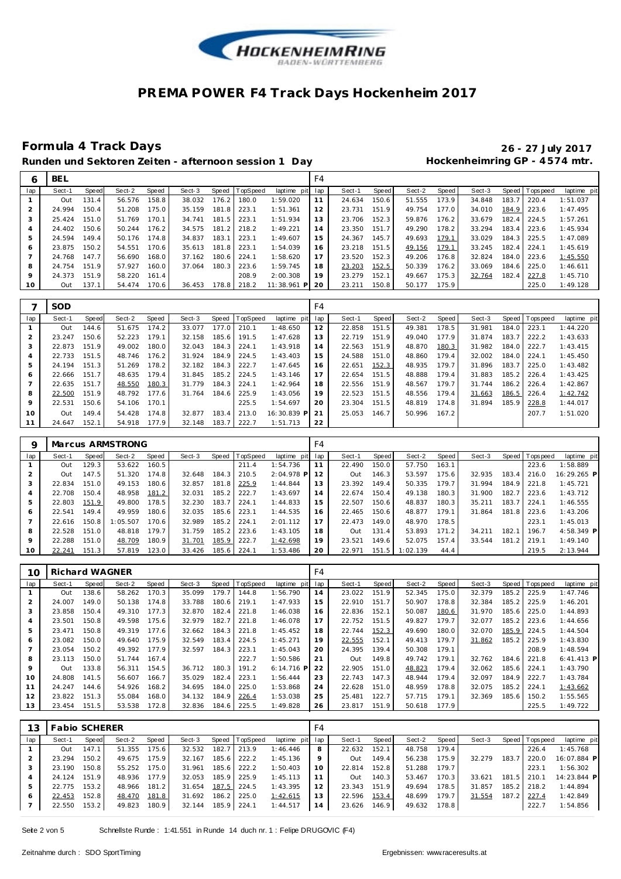# PREMA POWER F4 Track Days Hockenheim 2017

## Formula 4 Track Days

**26 - 27 July 2017**

**Runden und Sektoren Zeiten - afternoon session 1 Day** **Hockenheimring GP - 4574 mtr.**

| 6 | BEL | | | | | | | | F4 | | | | | | | | |
|---|---|---|---|---|---|---|---|---|---|---|---|---|---|---|---|---|---|
| lap | Sect-1 | Speed | Sect-2 | Speed | Sect-3 | Speed | TopSpeed | laptime pit | lap | Sect-1 | Speed | Sect-2 | Speed | Sect-3 | Speed | Topspeed | laptime pit |
| 1 | Out | 131.4 | 56.576 | 158.8 | 38.032 | 176.2 | 180.0 | 1:59.020 | 11 | 24.634 | 150.6 | 51.555 | 173.9 | 34.848 | 183.7 | 220.4 | 1:51.037 |
| 2 | 24.994 | 150.4 | 51.208 | 175.0 | 35.159 | 181.8 | 223.1 | 1:51.361 | 12 | 23.731 | 151.9 | 49.754 | 177.0 | 34.010 | 184.9 | 223.6 | 1:47.495 |
| 3 | 25.424 | 151.0 | 51.769 | 170.1 | 34.741 | 181.5 | 223.1 | 1:51.934 | 13 | 23.706 | 152.3 | 59.876 | 176.2 | 33.679 | 182.4 | 224.5 | 1:57.261 |
| 4 | 24.402 | 150.6 | 50.244 | 176.2 | 34.575 | 181.2 | 218.2 | 1:49.221 | 14 | 23.350 | 151.7 | 49.290 | 178.2 | 33.294 | 183.4 | 223.6 | 1:45.934 |
| 5 | 24.594 | 149.4 | 50.176 | 174.8 | 34.837 | 183.1 | 223.1 | 1:49.607 | 15 | 24.367 | 145.7 | 49.693 | 179.1 | 33.029 | 184.3 | 225.5 | 1:47.089 |
| 6 | 23.875 | 150.2 | 54.551 | 170.6 | 35.613 | 181.8 | 223.1 | 1:54.039 | 16 | 23.218 | 151.5 | 49.156 | 179.1 | 33.245 | 182.4 | 224.1 | 1:45.619 |
| 7 | 24.768 | 147.7 | 56.690 | 168.0 | 37.162 | 180.6 | 224.1 | 1:58.620 | 17 | 23.520 | 152.3 | 49.206 | 176.8 | 32.824 | 184.0 | 223.6 | 1:45.550 |
| 8 | 24.754 | 151.9 | 57.927 | 160.0 | 37.064 | 180.3 | 223.6 | 1:59.745 | 18 | 23.203 | 152.5 | 50.339 | 176.2 | 33.069 | 184.6 | 225.0 | 1:46.611 |
| 9 | 24.373 | 151.9 | 58.220 | 161.4 | | | 208.9 | 2:00.308 | 19 | 23.279 | 152.1 | 49.667 | 175.3 | 32.764 | 182.4 | 227.8 | 1:45.710 |
| 10 | Out | 137.1 | 54.474 | 170.6 | 36.453 | 178.8 | 218.2 | 11:38.961 P | 20 | 23.211 | 150.8 | 50.177 | 175.9 | | | 225.0 | 1:49.128 |

| 7 | SOD | | | | | | | | F4 | | | | | | | | |
|---|---|---|---|---|---|---|---|---|---|---|---|---|---|---|---|---|---|
| lap | Sect-1 | Speed | Sect-2 | Speed | Sect-3 | Speed | TopSpeed | laptime pit | lap | Sect-1 | Speed | Sect-2 | Speed | Sect-3 | Speed | Topspeed | laptime pit |
| 1 | Out | 144.6 | 51.675 | 174.2 | 33.077 | 177.0 | 210.1 | 1:48.650 | 12 | 22.858 | 151.5 | 49.381 | 178.5 | 31.981 | 184.0 | 223.1 | 1:44.220 |
| 2 | 23.247 | 150.6 | 52.223 | 179.1 | 32.158 | 185.6 | 191.5 | 1:47.628 | 13 | 22.719 | 151.9 | 49.040 | 177.9 | 31.874 | 183.7 | 222.2 | 1:43.633 |
| 3 | 22.873 | 151.9 | 49.002 | 180.0 | 32.043 | 184.3 | 224.1 | 1:43.918 | 14 | 22.563 | 151.9 | 48.870 | 180.3 | 31.982 | 184.0 | 222.7 | 1:43.415 |
| 4 | 22.733 | 151.5 | 48.746 | 176.2 | 31.924 | 184.9 | 224.5 | 1:43.403 | 15 | 24.588 | 151.0 | 48.860 | 179.4 | 32.002 | 184.0 | 224.1 | 1:45.450 |
| 5 | 24.194 | 151.3 | 51.269 | 178.2 | 32.182 | 184.3 | 222.7 | 1:47.645 | 16 | 22.651 | 152.3 | 48.935 | 179.7 | 31.896 | 183.7 | 225.0 | 1:43.482 |
| 6 | 22.666 | 151.7 | 48.635 | 179.4 | 31.845 | 185.2 | 224.5 | 1:43.146 | 17 | 22.654 | 151.5 | 48.888 | 179.4 | 31.883 | 185.2 | 226.4 | 1:43.425 |
| 7 | 22.635 | 151.7 | 48.550 | 180.3 | 31.779 | 184.3 | 224.1 | 1:42.964 | 18 | 22.556 | 151.9 | 48.567 | 179.7 | 31.744 | 186.2 | 226.4 | 1:42.867 |
| 8 | 22.500 | 151.9 | 48.792 | 177.6 | 31.764 | 184.6 | 225.9 | 1:43.056 | 19 | 22.523 | 151.5 | 48.556 | 179.4 | 31.663 | 186.5 | 226.4 | 1:42.742 |
| 9 | 22.531 | 150.6 | 54.106 | 170.1 | | | 225.5 | 1:54.697 | 20 | 23.304 | 151.5 | 48.819 | 174.8 | 31.894 | 185.9 | 228.8 | 1:44.017 |
| 10 | Out | 149.4 | 54.428 | 174.8 | 32.877 | 183.4 | 213.0 | 16:30.839 P | 21 | 25.053 | 146.7 | 50.996 | 167.2 | | | 207.7 | 1:51.020 |
| 11 | 24.647 | 152.1 | 54.918 | 177.9 | 32.148 | 183.7 | 222.7 | 1:51.713 | 22 | | | | | | | | |

| 9 | Marcus ARMSTRONG | | | | | | | | F4 | | | | | | | | |
|---|---|---|---|---|---|---|---|---|---|---|---|---|---|---|---|---|---|
| lap | Sect-1 | Speed | Sect-2 | Speed | Sect-3 | Speed | TopSpeed | laptime pit | lap | Sect-1 | Speed | Sect-2 | Speed | Sect-3 | Speed | Topspeed | laptime pit |
| 1 | Out | 129.3 | 53.622 | 160.5 | | | 211.4 | 1:54.736 | 11 | 22.490 | 150.0 | 57.750 | 163.1 | | | 223.6 | 1:58.889 |
| 2 | Out | 147.5 | 51.320 | 174.8 | 32.648 | 184.3 | 210.5 | 2:04.978 P | 12 | Out | 146.3 | 53.597 | 175.6 | 32.935 | 183.4 | 216.0 | 16:29.265 P |
| 3 | 22.834 | 151.0 | 49.153 | 180.6 | 32.857 | 181.8 | 225.9 | 1:44.844 | 13 | 23.392 | 149.4 | 50.335 | 179.7 | 31.994 | 184.9 | 221.8 | 1:45.721 |
| 4 | 22.708 | 150.4 | 48.958 | 181.2 | 32.031 | 185.2 | 222.7 | 1:43.697 | 14 | 22.674 | 150.4 | 49.138 | 180.3 | 31.900 | 182.7 | 223.6 | 1:43.712 |
| 5 | 22.803 | 151.9 | 49.800 | 178.5 | 32.230 | 183.7 | 224.1 | 1:44.833 | 15 | 22.507 | 150.6 | 48.837 | 180.3 | 35.211 | 183.7 | 224.1 | 1:46.555 |
| 6 | 22.541 | 149.4 | 49.959 | 180.6 | 32.035 | 185.6 | 223.1 | 1:44.535 | 16 | 22.465 | 150.6 | 48.877 | 179.1 | 31.864 | 181.8 | 223.6 | 1:43.206 |
| 7 | 22.616 | 150.8 | 1:05.507 | 170.6 | 32.989 | 185.2 | 224.1 | 2:01.112 | 17 | 22.473 | 149.0 | 48.970 | 178.5 | | | 223.1 | 1:45.013 |
| 8 | 22.528 | 151.0 | 48.818 | 179.7 | 31.759 | 185.2 | 223.6 | 1:43.105 | 18 | Out | 131.4 | 53.893 | 171.2 | 34.211 | 182.1 | 196.7 | 4:58.349 P |
| 9 | 22.288 | 151.0 | 48.709 | 180.9 | 31.701 | 185.9 | 222.7 | 1:42.698 | 19 | 23.521 | 149.6 | 52.075 | 157.4 | 33.544 | 181.2 | 219.1 | 1:49.140 |
| 10 | 22.241 | 151.3 | 57.819 | 123.0 | 33.426 | 185.6 | 224.1 | 1:53.486 | 20 | 22.971 | 151.5 | 1:02.139 | 44.4 | | | 219.5 | 2:13.944 |

| 10 | Richard WAGNER | | | | | | | | F4 | | | | | | | | |
|---|---|---|---|---|---|---|---|---|---|---|---|---|---|---|---|---|---|
| lap | Sect-1 | Speed | Sect-2 | Speed | Sect-3 | Speed | TopSpeed | laptime pit | lap | Sect-1 | Speed | Sect-2 | Speed | Sect-3 | Speed | Topspeed | laptime pit |
| 1 | Out | 138.6 | 58.262 | 170.3 | 35.099 | 179.7 | 144.8 | 1:56.790 | 14 | 23.022 | 151.9 | 52.345 | 175.0 | 32.379 | 185.2 | 225.9 | 1:47.746 |
| 2 | 24.007 | 149.0 | 50.138 | 174.8 | 33.788 | 180.6 | 219.1 | 1:47.933 | 15 | 22.910 | 151.7 | 50.907 | 178.8 | 32.384 | 185.2 | 225.9 | 1:46.201 |
| 3 | 23.858 | 150.4 | 49.310 | 177.3 | 32.870 | 182.4 | 221.8 | 1:46.038 | 16 | 22.836 | 152.1 | 50.087 | 180.6 | 31.970 | 185.6 | 225.0 | 1:44.893 |
| 4 | 23.501 | 150.8 | 49.598 | 175.6 | 32.979 | 182.7 | 221.8 | 1:46.078 | 17 | 22.752 | 151.5 | 49.827 | 179.7 | 32.077 | 185.2 | 223.6 | 1:44.656 |
| 5 | 23.471 | 150.8 | 49.319 | 177.6 | 32.662 | 184.3 | 221.8 | 1:45.452 | 18 | 22.744 | 152.3 | 49.690 | 180.0 | 32.070 | 185.9 | 224.5 | 1:44.504 |
| 6 | 23.082 | 150.0 | 49.640 | 175.9 | 32.549 | 183.4 | 224.5 | 1:45.271 | 19 | 22.555 | 152.1 | 49.413 | 179.7 | 31.862 | 185.2 | 225.9 | 1:43.830 |
| 7 | 23.054 | 150.2 | 49.392 | 177.9 | 32.597 | 184.3 | 223.1 | 1:45.043 | 20 | 24.395 | 139.4 | 50.308 | 179.1 | | | 208.9 | 1:48.594 |
| 8 | 23.113 | 150.0 | 51.744 | 167.4 | | | 222.7 | 1:50.586 | 21 | Out | 149.8 | 49.742 | 179.1 | 32.762 | 184.6 | 221.8 | 6:41.413 P |
| 9 | Out | 133.8 | 56.311 | 154.5 | 36.712 | 180.3 | 191.2 | 6:14.716 P | 22 | 22.905 | 151.0 | 48.823 | 179.4 | 32.062 | 185.6 | 224.1 | 1:43.790 |
| 10 | 24.808 | 141.5 | 56.607 | 166.7 | 35.029 | 182.4 | 223.1 | 1:56.444 | 23 | 22.743 | 147.3 | 48.944 | 179.4 | 32.097 | 184.9 | 222.7 | 1:43.784 |
| 11 | 24.247 | 144.6 | 54.926 | 168.2 | 34.695 | 184.0 | 225.0 | 1:53.868 | 24 | 22.628 | 151.0 | 48.959 | 178.8 | 32.075 | 185.2 | 224.1 | 1:43.662 |
| 12 | 23.822 | 151.3 | 55.084 | 168.0 | 34.132 | 184.9 | 226.4 | 1:53.038 | 25 | 25.481 | 122.7 | 57.715 | 179.1 | 32.369 | 185.6 | 150.2 | 1:55.565 |
| 13 | 23.454 | 151.5 | 53.538 | 172.8 | 32.836 | 184.6 | 225.5 | 1:49.828 | 26 | 23.817 | 151.9 | 50.618 | 177.9 | | | 225.5 | 1:49.722 |

| 13 | Fabio SCHERER | | | | | | | | F4 | | | | | | | | |
|---|---|---|---|---|---|---|---|---|---|---|---|---|---|---|---|---|---|
| lap | Sect-1 | Speed | Sect-2 | Speed | Sect-3 | Speed | TopSpeed | laptime pit | lap | Sect-1 | Speed | Sect-2 | Speed | Sect-3 | Speed | Topspeed | laptime pit |
| 1 | Out | 147.1 | 51.355 | 175.6 | 32.532 | 182.7 | 213.9 | 1:46.446 | 8 | 22.632 | 152.1 | 48.758 | 179.4 | | | 226.4 | 1:45.768 |
| 2 | 23.294 | 150.2 | 49.675 | 175.9 | 32.167 | 185.6 | 222.2 | 1:45.136 | 9 | Out | 149.4 | 56.238 | 175.9 | 32.279 | 183.7 | 220.0 | 16:07.884 P |
| 3 | 23.190 | 150.8 | 55.252 | 175.0 | 31.961 | 185.6 | 222.2 | 1:50.403 | 10 | 22.814 | 152.8 | 51.288 | 179.7 | | | 223.1 | 1:56.302 |
| 4 | 24.124 | 151.9 | 48.936 | 177.9 | 32.053 | 185.9 | 225.9 | 1:45.113 | 11 | Out | 140.3 | 53.467 | 170.3 | 33.621 | 181.5 | 210.1 | 14:23.844 P |
| 5 | 22.775 | 153.2 | 48.966 | 181.2 | 31.654 | 187.5 | 224.5 | 1:43.395 | 12 | 23.343 | 151.9 | 49.694 | 178.5 | 31.857 | 185.2 | 218.2 | 1:44.894 |
| 6 | 22.453 | 152.8 | 48.470 | 181.8 | 31.692 | 186.2 | 225.0 | 1:42.615 | 13 | 22.596 | 153.4 | 48.699 | 179.7 | 31.554 | 187.2 | 227.4 | 1:42.849 |
| 7 | 22.550 | 153.2 | 49.823 | 180.9 | 32.144 | 185.9 | 224.1 | 1:44.517 | 14 | 23.626 | 146.9 | 49.632 | 178.8 | | | 222.7 | 1:54.856 |

Schnellste Runde : 1:41.551 in Runde 14 duch nr. 1 : Felipe DRUGOVIC (F4)

Zeitnahme durch : SDO SportTiming

Ergebnissen: www.raceresults.at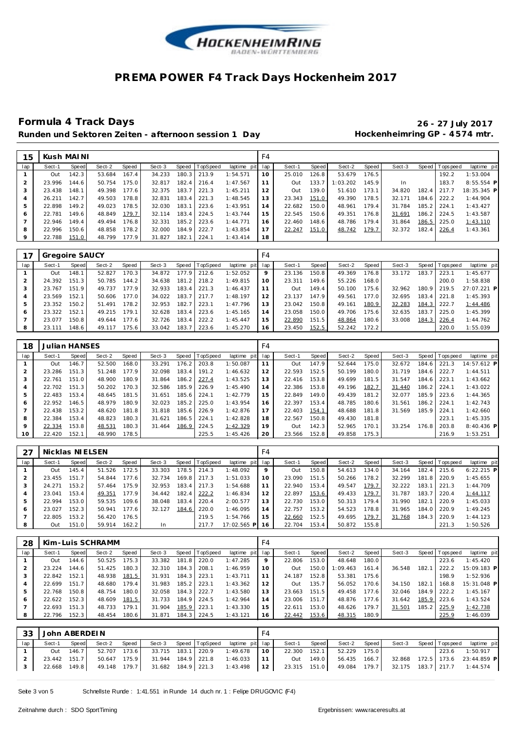# PREMA POWER F4 Track Days Hockenheim 2017

## Formula 4 Track Days

**26 - 27 July 2017**

**Runden und Sektoren Zeiten - afternoon session 1 Day**

**Hockenheimring GP - 4574 mtr.**

| 15 | Kush MAINI | | | | | | | | F4 | | | | | | | | |
|---|---|---|---|---|---|---|---|---|---|---|---|---|---|---|---|---|---|
| lap | Sect-1 | Speed | Sect-2 | Speed | Sect-3 | Speed | TopSpeed | laptime pit | lap | Sect-1 | Speed | Sect-2 | Speed | Sect-3 | Speed | Topspeed | laptime pit |
| 1 | Out | 142.3 | 53.684 | 167.4 | 34.233 | 180.3 | 213.9 | 1:54.571 | 10 | 25.010 | 126.8 | 53.679 | 176.5 | | | 192.2 | 1:53.004 |
| 2 | 23.996 | 144.6 | 50.754 | 175.0 | 32.817 | 182.4 | 216.4 | 1:47.567 | 11 | Out | 133.7 | 1:03.202 | 145.9 | In | | 183.7 | 8:55.554 P |
| 3 | 23.438 | 148.1 | 49.398 | 177.6 | 32.375 | 183.7 | 221.3 | 1:45.211 | 12 | Out | 139.0 | 51.610 | 173.1 | 34.820 | 182.4 | 217.7 | 18:35.345 P |
| 4 | 26.211 | 142.7 | 49.503 | 178.8 | 32.831 | 183.4 | 221.3 | 1:48.545 | 13 | 23.343 | 151.0 | 49.390 | 178.5 | 32.171 | 184.6 | 222.2 | 1:44.904 |
| 5 | 22.898 | 149.2 | 49.023 | 178.5 | 32.030 | 183.1 | 223.6 | 1:43.951 | 14 | 22.682 | 150.0 | 48.961 | 179.4 | 31.784 | 185.2 | 224.1 | 1:43.427 |
| 6 | 22.781 | 149.6 | 48.849 | 179.7 | 32.114 | 183.4 | 224.5 | 1:43.744 | 15 | 22.545 | 150.6 | 49.351 | 176.8 | 31.691 | 186.2 | 224.5 | 1:43.587 |
| 7 | 22.946 | 149.4 | 49.494 | 176.8 | 32.331 | 185.2 | 223.6 | 1:44.771 | 16 | 22.460 | 148.6 | 48.786 | 179.4 | 31.864 | 186.5 | 225.0 | 1:43.110 |
| 8 | 22.996 | 150.6 | 48.858 | 178.2 | 32.000 | 184.9 | 222.7 | 1:43.854 | 17 | 22.247 | 151.0 | 48.742 | 179.7 | 32.372 | 182.4 | 226.4 | 1:43.361 |
| 9 | 22.788 | 151.0 | 48.799 | 177.9 | 31.827 | 182.1 | 224.1 | 1:43.414 | 18 | | | | | | | | |

| 17 | Gregoire SAUCY | | | | | | | | F4 | | | | | | | | |
|---|---|---|---|---|---|---|---|---|---|---|---|---|---|---|---|---|---|
| lap | Sect-1 | Speed | Sect-2 | Speed | Sect-3 | Speed | TopSpeed | laptime pit | lap | Sect-1 | Speed | Sect-2 | Speed | Sect-3 | Speed | Topspeed | laptime pit |
| 1 | Out | 148.1 | 52.827 | 170.3 | 34.872 | 177.9 | 212.6 | 1:52.052 | 9 | 23.136 | 150.8 | 49.369 | 176.8 | 33.172 | 183.7 | 223.1 | 1:45.677 |
| 2 | 24.392 | 151.3 | 50.785 | 144.2 | 34.638 | 181.2 | 218.2 | 1:49.815 | 10 | 23.311 | 149.6 | 55.226 | 168.0 | | | 200.0 | 1:58.838 |
| 3 | 23.767 | 151.9 | 49.737 | 177.9 | 32.933 | 183.4 | 221.3 | 1:46.437 | 11 | Out | 149.4 | 50.100 | 175.6 | 32.962 | 180.9 | 219.5 | 27:07.221 P |
| 4 | 23.569 | 152.1 | 50.606 | 177.0 | 34.022 | 183.7 | 217.7 | 1:48.197 | 12 | 23.137 | 147.9 | 49.561 | 177.0 | 32.695 | 183.4 | 221.8 | 1:45.393 |
| 5 | 23.352 | 150.2 | 51.491 | 178.2 | 32.953 | 182.7 | 223.1 | 1:47.796 | 13 | 23.042 | 150.8 | 49.161 | 180.9 | 32.283 | 184.3 | 222.7 | 1:44.486 |
| 6 | 23.322 | 152.1 | 49.215 | 179.1 | 32.628 | 183.4 | 223.6 | 1:45.165 | 14 | 23.058 | 150.0 | 49.706 | 175.6 | 32.635 | 183.7 | 225.0 | 1:45.399 |
| 7 | 23.077 | 150.8 | 49.644 | 177.6 | 32.726 | 183.4 | 222.2 | 1:45.447 | 15 | 22.890 | 151.5 | 48.864 | 180.6 | 33.008 | 184.3 | 226.4 | 1:44.762 |
| 8 | 23.111 | 148.6 | 49.117 | 175.6 | 33.042 | 183.7 | 223.6 | 1:45.270 | 16 | 23.450 | 152.5 | 52.242 | 172.2 | | | 220.0 | 1:55.039 |

| 18 | Julian HANSES | | | | | | | | F4 | | | | | | | | |
|---|---|---|---|---|---|---|---|---|---|---|---|---|---|---|---|---|---|
| lap | Sect-1 | Speed | Sect-2 | Speed | Sect-3 | Speed | TopSpeed | laptime pit | lap | Sect-1 | Speed | Sect-2 | Speed | Sect-3 | Speed | Topspeed | laptime pit |
| 1 | Out | 146.7 | 52.500 | 168.0 | 33.291 | 176.2 | 203.8 | 1:50.087 | 11 | Out | 147.9 | 52.644 | 175.0 | 32.672 | 184.6 | 221.3 | 14:57.612 P |
| 2 | 23.286 | 151.3 | 51.248 | 177.9 | 32.098 | 183.4 | 191.2 | 1:46.632 | 12 | 22.593 | 152.5 | 50.199 | 180.0 | 31.719 | 184.6 | 222.7 | 1:44.511 |
| 3 | 22.761 | 151.0 | 48.900 | 180.9 | 31.864 | 186.2 | 227.4 | 1:43.525 | 13 | 22.416 | 153.8 | 49.699 | 181.5 | 31.547 | 184.6 | 223.1 | 1:43.662 |
| 4 | 22.702 | 151.3 | 50.202 | 170.3 | 32.586 | 185.9 | 226.9 | 1:45.490 | 14 | 22.386 | 153.8 | 49.196 | 182.7 | 31.440 | 186.2 | 224.1 | 1:43.022 |
| 5 | 22.483 | 153.4 | 48.645 | 181.5 | 31.651 | 185.6 | 224.1 | 1:42.779 | 15 | 22.849 | 149.0 | 49.439 | 181.2 | 32.077 | 185.9 | 223.6 | 1:44.365 |
| 6 | 22.952 | 146.5 | 48.979 | 180.9 | 32.023 | 185.2 | 225.0 | 1:43.954 | 16 | 22.397 | 153.4 | 48.785 | 180.6 | 31.561 | 186.2 | 224.1 | 1:42.743 |
| 7 | 22.438 | 153.2 | 48.620 | 181.8 | 31.818 | 185.6 | 226.9 | 1:42.876 | 17 | 22.403 | 154.1 | 48.688 | 181.8 | 31.569 | 185.9 | 224.1 | 1:42.660 |
| 8 | 22.384 | 153.4 | 48.823 | 180.3 | 31.621 | 186.5 | 224.1 | 1:42.828 | 18 | 22.567 | 150.8 | 49.430 | 181.8 | | | 223.1 | 1:45.335 |
| 9 | 22.334 | 153.8 | 48.531 | 180.3 | 31.464 | 186.9 | 224.5 | 1:42.329 | 19 | Out | 142.3 | 52.965 | 170.1 | 33.254 | 176.8 | 203.8 | 8:40.436 P |
| 10 | 22.420 | 152.1 | 48.990 | 178.5 | | | 225.5 | 1:45.426 | 20 | 23.566 | 152.8 | 49.858 | 175.3 | | | 216.9 | 1:53.251 |

| 27 | Nicklas NIELSEN | | | | | | | | F4 | | | | | | | | |
|---|---|---|---|---|---|---|---|---|---|---|---|---|---|---|---|---|---|
| lap | Sect-1 | Speed | Sect-2 | Speed | Sect-3 | Speed | TopSpeed | laptime pit | lap | Sect-1 | Speed | Sect-2 | Speed | Sect-3 | Speed | Topspeed | laptime pit |
| 1 | Out | 145.4 | 51.526 | 172.5 | 33.303 | 178.5 | 214.3 | 1:48.092 | 9 | Out | 150.8 | 54.613 | 134.0 | 34.164 | 182.4 | 215.6 | 6:22.215 P |
| 2 | 23.455 | 151.7 | 54.844 | 177.6 | 32.734 | 169.8 | 217.3 | 1:51.033 | 10 | 23.090 | 151.5 | 50.266 | 178.2 | 32.299 | 181.8 | 220.9 | 1:45.655 |
| 3 | 24.271 | 153.2 | 57.464 | 175.9 | 32.953 | 183.4 | 217.3 | 1:54.688 | 11 | 22.940 | 153.4 | 49.547 | 179.7 | 32.222 | 183.1 | 221.3 | 1:44.709 |
| 4 | 23.041 | 153.4 | 49.351 | 177.9 | 34.442 | 182.4 | 222.2 | 1:46.834 | 12 | 22.897 | 153.6 | 49.433 | 179.7 | 31.787 | 183.7 | 220.4 | 1:44.117 |
| 5 | 22.994 | 153.0 | 59.535 | 109.6 | 38.048 | 183.4 | 220.4 | 2:00.577 | 13 | 22.730 | 153.0 | 50.313 | 179.4 | 31.990 | 182.1 | 220.9 | 1:45.033 |
| 6 | 23.027 | 152.3 | 50.941 | 177.6 | 32.127 | 184.6 | 220.0 | 1:46.095 | 14 | 22.757 | 153.2 | 54.523 | 178.8 | 31.965 | 184.0 | 220.9 | 1:49.245 |
| 7 | 22.805 | 153.2 | 56.420 | 176.5 | | | 219.5 | 1:54.766 | 15 | 22.660 | 152.5 | 49.695 | 179.7 | 31.768 | 184.3 | 220.9 | 1:44.123 |
| 8 | Out | 151.0 | 59.914 | 162.2 | In | | 217.7 | 17:02.565 P | 16 | 22.704 | 153.4 | 50.872 | 155.8 | | | 221.3 | 1:50.526 |

| 28 | Kim-Luis SCHRAMM | | | | | | | | F4 | | | | | | | | |
|---|---|---|---|---|---|---|---|---|---|---|---|---|---|---|---|---|---|
| lap | Sect-1 | Speed | Sect-2 | Speed | Sect-3 | Speed | TopSpeed | laptime pit | lap | Sect-1 | Speed | Sect-2 | Speed | Sect-3 | Speed | Topspeed | laptime pit |
| 1 | Out | 144.6 | 50.525 | 175.3 | 33.382 | 181.8 | 220.0 | 1:47.285 | 9 | 22.806 | 153.0 | 48.648 | 180.0 | | | 223.6 | 1:45.420 |
| 2 | 23.224 | 144.6 | 51.425 | 180.3 | 32.310 | 184.3 | 208.1 | 1:46.959 | 10 | Out | 150.0 | 1:09.463 | 161.4 | 36.548 | 182.1 | 222.2 | 15:09.183 P |
| 3 | 22.842 | 152.1 | 48.938 | 181.5 | 31.931 | 184.3 | 223.1 | 1:43.711 | 11 | 24.187 | 152.8 | 53.381 | 175.6 | | | 198.9 | 1:52.936 |
| 4 | 22.699 | 151.7 | 48.680 | 179.4 | 31.983 | 185.2 | 223.1 | 1:43.362 | 12 | Out | 135.7 | 56.052 | 170.6 | 34.150 | 182.1 | 168.8 | 15:31.048 P |
| 5 | 22.768 | 150.8 | 48.754 | 180.0 | 32.058 | 184.3 | 222.7 | 1:43.580 | 13 | 23.663 | 151.5 | 49.458 | 177.6 | 32.046 | 184.9 | 222.2 | 1:45.167 |
| 6 | 22.622 | 152.3 | 48.609 | 181.5 | 31.733 | 184.9 | 224.5 | 1:42.964 | 14 | 23.006 | 151.7 | 48.876 | 177.6 | 31.642 | 185.9 | 223.6 | 1:43.524 |
| 7 | 22.693 | 151.3 | 48.733 | 179.1 | 31.904 | 185.9 | 223.1 | 1:43.330 | 15 | 22.611 | 153.0 | 48.626 | 179.7 | 31.501 | 185.2 | 225.9 | 1:42.738 |
| 8 | 22.796 | 152.3 | 48.454 | 180.6 | 31.871 | 184.3 | 224.5 | 1:43.121 | 16 | 22.442 | 153.6 | 48.315 | 180.9 | | | 225.9 | 1:46.039 |

| 33 | John ABERDEIN | | | | | | | | F4 | | | | | | | | |
|---|---|---|---|---|---|---|---|---|---|---|---|---|---|---|---|---|---|
| lap | Sect-1 | Speed | Sect-2 | Speed | Sect-3 | Speed | TopSpeed | laptime pit | lap | Sect-1 | Speed | Sect-2 | Speed | Sect-3 | Speed | Topspeed | laptime pit |
| 1 | Out | 146.7 | 52.707 | 173.6 | 33.715 | 183.1 | 220.9 | 1:49.678 | 10 | 22.300 | 152.1 | 52.229 | 175.0 | | | 223.6 | 1:50.917 |
| 2 | 23.442 | 151.7 | 50.647 | 175.9 | 31.944 | 184.9 | 221.8 | 1:46.033 | 11 | Out | 149.0 | 56.435 | 166.7 | 32.868 | 172.5 | 173.6 | 23:44.859 P |
| 3 | 22.668 | 149.8 | 49.148 | 179.7 | 31.682 | 184.9 | 221.3 | 1:43.498 | 12 | 23.315 | 151.0 | 49.084 | 179.7 | 32.175 | 183.7 | 217.7 | 1:44.574 |

Schnellste Runde : 1:41.551 in Runde 14 duch nr. 1 : Felipe DRUGOVIC (F4)

Zeitnahme durch : SDO SportTiming

Ergebnissen: www.raceresults.at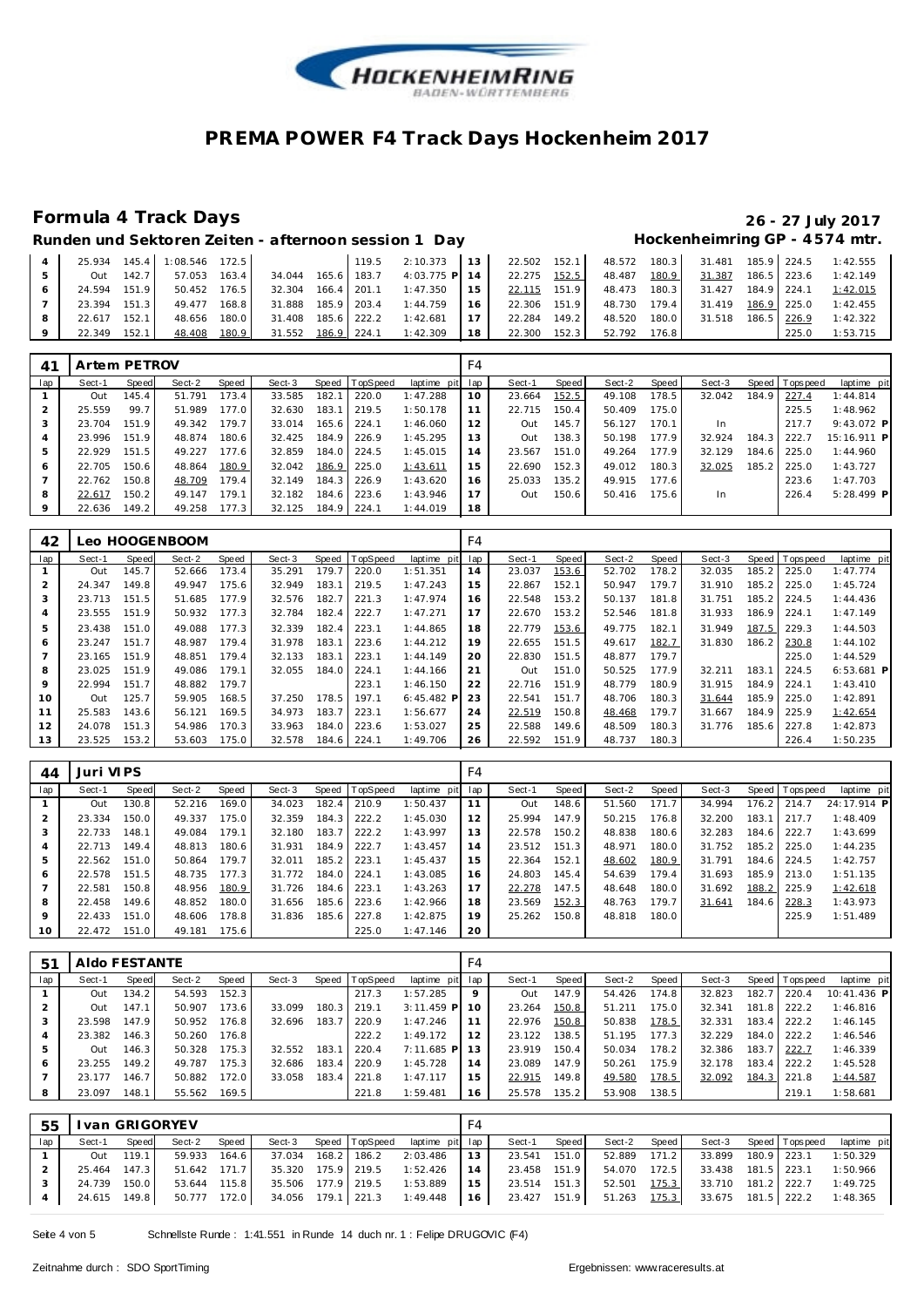# PREMA POWER F4 Track Days Hockenheim 2017

## Formula 4 Track Days

**26 - 27 July 2017**

**Runden und Sektoren Zeiten - afternoon session 1 Day** **Hockenheimring GP - 4574 mtr.**

| lap | Sect-1 | Speed | Sect-2 | Speed | Sect-3 | Speed | TopSpeed | laptime pit | lap | Sect-1 | Speed | Sect-2 | Speed | Sect-3 | Speed | Topspeed | laptime pit |
|---|---|---|---|---|---|---|---|---|---|---|---|---|---|---|---|---|---|
| 4 | 25.934 | 145.4 | 1:08.546 | 172.5 | | | 119.5 | 2:10.373 | 13 | 22.502 | 152.1 | 48.572 | 180.3 | 31.481 | 185.9 | 224.5 | 1:42.555 |
| 5 | Out | 142.7 | 57.053 | 163.4 | 34.044 | 165.6 | 183.7 | 4:03.775 P | 14 | 22.275 | 152.5 | 48.487 | 180.9 | 31.387 | 186.5 | 223.6 | 1:42.149 |
| 6 | 24.594 | 151.9 | 50.452 | 176.5 | 32.304 | 166.4 | 201.1 | 1:47.350 | 15 | 22.115 | 151.9 | 48.473 | 180.3 | 31.427 | 184.9 | 224.1 | 1:42.015 |
| 7 | 23.394 | 151.3 | 49.477 | 168.8 | 31.888 | 185.9 | 203.4 | 1:44.759 | 16 | 22.306 | 151.9 | 48.730 | 179.4 | 31.419 | 186.9 | 225.0 | 1:42.455 |
| 8 | 22.617 | 152.1 | 48.656 | 180.0 | 31.408 | 185.6 | 222.2 | 1:42.681 | 17 | 22.284 | 149.2 | 48.520 | 180.0 | 31.518 | 186.5 | 226.9 | 1:42.322 |
| 9 | 22.349 | 152.1 | 48.408 | 180.9 | 31.552 | 186.9 | 224.1 | 1:42.309 | 18 | 22.300 | 152.3 | 52.792 | 176.8 | | | 225.0 | 1:53.715 |

### 41 Artem PETROV — F4

| lap | Sect-1 | Speed | Sect-2 | Speed | Sect-3 | Speed | TopSpeed | laptime pit | lap | Sect-1 | Speed | Sect-2 | Speed | Sect-3 | Speed | Topspeed | laptime pit |
|---|---|---|---|---|---|---|---|---|---|---|---|---|---|---|---|---|---|
| 1 | Out | 145.4 | 51.791 | 173.4 | 33.585 | 182.1 | 220.0 | 1:47.288 | 10 | 23.664 | 152.5 | 49.108 | 178.5 | 32.042 | 184.9 | 227.4 | 1:44.814 |
| 2 | 25.559 | 99.7 | 51.989 | 177.0 | 32.630 | 183.1 | 219.5 | 1:50.178 | 11 | 22.715 | 150.4 | 50.409 | 175.0 | | | 225.5 | 1:48.962 |
| 3 | 23.704 | 151.9 | 49.342 | 179.7 | 33.014 | 165.6 | 224.1 | 1:46.060 | 12 | Out | 145.7 | 56.127 | 170.1 | In | | 217.7 | 9:43.072 P |
| 4 | 23.996 | 151.9 | 48.874 | 180.6 | 32.425 | 184.9 | 226.9 | 1:45.295 | 13 | Out | 138.3 | 50.198 | 177.9 | 32.924 | 184.3 | 222.7 | 15:16.911 P |
| 5 | 22.929 | 151.5 | 49.227 | 177.6 | 32.859 | 184.0 | 224.5 | 1:45.015 | 14 | 23.567 | 151.0 | 49.264 | 177.9 | 32.129 | 184.6 | 225.0 | 1:44.960 |
| 6 | 22.705 | 150.6 | 48.864 | 180.9 | 32.042 | 186.9 | 225.0 | 1:43.611 | 15 | 22.690 | 152.3 | 49.012 | 180.3 | 32.025 | 185.2 | 225.0 | 1:43.727 |
| 7 | 22.762 | 150.8 | 48.709 | 179.4 | 32.149 | 184.3 | 226.9 | 1:43.620 | 16 | 25.033 | 135.2 | 49.915 | 177.6 | | | 223.6 | 1:47.703 |
| 8 | 22.617 | 150.2 | 49.147 | 179.1 | 32.182 | 184.6 | 223.6 | 1:43.946 | 17 | Out | 150.6 | 50.416 | 175.6 | In | | 226.4 | 5:28.499 P |
| 9 | 22.636 | 149.2 | 49.258 | 177.3 | 32.125 | 184.9 | 224.1 | 1:44.019 | 18 | | | | | | | | |

### 42 Leo HOOGENBOOM — F4

| lap | Sect-1 | Speed | Sect-2 | Speed | Sect-3 | Speed | TopSpeed | laptime pit | lap | Sect-1 | Speed | Sect-2 | Speed | Sect-3 | Speed | Topspeed | laptime pit |
|---|---|---|---|---|---|---|---|---|---|---|---|---|---|---|---|---|---|
| 1 | Out | 145.7 | 52.666 | 173.4 | 35.291 | 179.7 | 220.0 | 1:51.351 | 14 | 23.037 | 153.6 | 52.702 | 178.2 | 32.035 | 185.2 | 225.0 | 1:47.774 |
| 2 | 24.347 | 149.8 | 49.947 | 175.6 | 32.949 | 183.1 | 219.5 | 1:47.243 | 15 | 22.867 | 152.1 | 50.947 | 179.7 | 31.910 | 185.2 | 225.0 | 1:45.724 |
| 3 | 23.713 | 151.5 | 51.685 | 177.9 | 32.576 | 182.7 | 221.3 | 1:47.974 | 16 | 22.548 | 153.2 | 50.137 | 181.8 | 31.751 | 185.2 | 224.5 | 1:44.436 |
| 4 | 23.555 | 151.9 | 50.932 | 177.3 | 32.784 | 182.4 | 222.7 | 1:47.271 | 17 | 22.670 | 153.2 | 52.546 | 181.8 | 31.933 | 186.9 | 224.1 | 1:47.149 |
| 5 | 23.438 | 151.0 | 49.088 | 177.3 | 32.339 | 182.4 | 223.1 | 1:44.865 | 18 | 22.779 | 153.6 | 49.775 | 182.1 | 31.949 | 187.5 | 229.3 | 1:44.503 |
| 6 | 23.247 | 151.7 | 48.987 | 179.4 | 31.978 | 183.1 | 223.6 | 1:44.212 | 19 | 22.655 | 151.5 | 49.617 | 182.7 | 31.830 | 186.2 | 230.8 | 1:44.102 |
| 7 | 23.165 | 151.9 | 48.851 | 179.4 | 32.133 | 183.1 | 223.1 | 1:44.149 | 20 | 22.830 | 151.5 | 48.877 | 179.7 | | | 225.0 | 1:44.529 |
| 8 | 23.025 | 151.9 | 49.086 | 179.1 | 32.055 | 184.0 | 224.1 | 1:44.166 | 21 | Out | 151.0 | 50.525 | 177.9 | 32.211 | 183.1 | 224.5 | 6:53.681 P |
| 9 | 22.994 | 151.7 | 48.882 | 179.7 | | | 223.1 | 1:46.150 | 22 | 22.716 | 151.9 | 48.779 | 180.9 | 31.915 | 184.9 | 224.1 | 1:43.410 |
| 10 | Out | 125.7 | 59.905 | 168.5 | 37.250 | 178.5 | 197.1 | 6:45.482 P | 23 | 22.541 | 151.7 | 48.706 | 180.3 | 31.644 | 185.9 | 225.0 | 1:42.891 |
| 11 | 25.583 | 143.6 | 56.121 | 169.5 | 34.973 | 183.7 | 223.1 | 1:56.677 | 24 | 22.519 | 150.8 | 48.468 | 179.7 | 31.667 | 184.9 | 225.9 | 1:42.654 |
| 12 | 24.078 | 151.3 | 54.986 | 170.3 | 33.963 | 184.0 | 223.6 | 1:53.027 | 25 | 22.588 | 149.6 | 48.509 | 180.3 | 31.776 | 185.6 | 227.8 | 1:42.873 |
| 13 | 23.525 | 153.2 | 53.603 | 175.0 | 32.578 | 184.6 | 224.1 | 1:49.706 | 26 | 22.592 | 151.9 | 48.737 | 180.3 | | | 226.4 | 1:50.235 |

### 44 Juri VIPS — F4

| lap | Sect-1 | Speed | Sect-2 | Speed | Sect-3 | Speed | TopSpeed | laptime pit | lap | Sect-1 | Speed | Sect-2 | Speed | Sect-3 | Speed | Topspeed | laptime pit |
|---|---|---|---|---|---|---|---|---|---|---|---|---|---|---|---|---|---|
| 1 | Out | 130.8 | 52.216 | 169.0 | 34.023 | 182.4 | 210.9 | 1:50.437 | 11 | Out | 148.6 | 51.560 | 171.7 | 34.994 | 176.2 | 214.7 | 24:17.914 P |
| 2 | 23.334 | 150.0 | 49.337 | 175.0 | 32.359 | 184.3 | 222.2 | 1:45.030 | 12 | 25.994 | 147.9 | 50.215 | 176.8 | 32.200 | 183.1 | 217.7 | 1:48.409 |
| 3 | 22.733 | 148.1 | 49.084 | 179.1 | 32.180 | 183.7 | 222.2 | 1:43.997 | 13 | 22.578 | 150.2 | 48.838 | 180.6 | 32.283 | 184.6 | 222.7 | 1:43.699 |
| 4 | 22.713 | 149.4 | 48.813 | 180.6 | 31.931 | 184.9 | 222.7 | 1:43.457 | 14 | 23.512 | 151.3 | 48.971 | 180.0 | 31.752 | 185.2 | 225.0 | 1:44.235 |
| 5 | 22.562 | 151.0 | 50.864 | 179.7 | 32.011 | 185.2 | 223.1 | 1:45.437 | 15 | 22.364 | 152.1 | 48.602 | 180.9 | 31.791 | 184.6 | 224.5 | 1:42.757 |
| 6 | 22.578 | 151.5 | 48.735 | 177.3 | 31.772 | 184.0 | 224.1 | 1:43.085 | 16 | 24.803 | 145.4 | 54.639 | 179.4 | 31.693 | 185.9 | 213.0 | 1:51.135 |
| 7 | 22.581 | 150.8 | 48.956 | 180.9 | 31.726 | 184.6 | 223.1 | 1:43.263 | 17 | 22.278 | 147.5 | 48.648 | 180.0 | 31.692 | 188.2 | 225.9 | 1:42.618 |
| 8 | 22.458 | 149.6 | 48.852 | 180.0 | 31.656 | 185.6 | 223.6 | 1:42.966 | 18 | 23.569 | 152.3 | 48.763 | 179.7 | 31.641 | 184.6 | 228.3 | 1:43.973 |
| 9 | 22.433 | 151.0 | 48.606 | 178.8 | 31.836 | 185.6 | 227.8 | 1:42.875 | 19 | 25.262 | 150.8 | 48.818 | 180.0 | | | 225.9 | 1:51.489 |
| 10 | 22.472 | 151.0 | 49.181 | 175.6 | | | 225.0 | 1:47.146 | 20 | | | | | | | | |

### 51 Aldo FESTANTE — F4

| lap | Sect-1 | Speed | Sect-2 | Speed | Sect-3 | Speed | TopSpeed | laptime pit | lap | Sect-1 | Speed | Sect-2 | Speed | Sect-3 | Speed | Topspeed | laptime pit |
|---|---|---|---|---|---|---|---|---|---|---|---|---|---|---|---|---|---|
| 1 | Out | 134.2 | 54.593 | 152.3 | | | 217.3 | 1:57.285 | 9 | Out | 147.9 | 54.426 | 174.8 | 32.823 | 182.7 | 220.4 | 10:41.436 P |
| 2 | Out | 147.1 | 50.907 | 173.6 | 33.099 | 180.3 | 219.1 | 3:11.459 P | 10 | 23.264 | 150.8 | 51.211 | 175.0 | 32.341 | 181.8 | 222.2 | 1:46.816 |
| 3 | 23.598 | 147.9 | 50.952 | 176.8 | 32.696 | 183.7 | 220.9 | 1:47.246 | 11 | 22.976 | 150.8 | 50.838 | 178.5 | 32.331 | 183.4 | 222.2 | 1:46.145 |
| 4 | 23.382 | 146.3 | 50.260 | 176.8 | | | 222.2 | 1:49.172 | 12 | 23.122 | 138.5 | 51.195 | 177.3 | 32.229 | 184.0 | 222.2 | 1:46.546 |
| 5 | Out | 146.3 | 50.328 | 175.3 | 32.552 | 183.1 | 220.4 | 7:11.685 P | 13 | 23.919 | 150.4 | 50.034 | 178.2 | 32.386 | 183.7 | 222.7 | 1:46.339 |
| 6 | 23.255 | 149.2 | 49.787 | 175.3 | 32.686 | 183.4 | 220.9 | 1:45.728 | 14 | 23.089 | 147.9 | 50.261 | 175.9 | 32.178 | 183.4 | 222.2 | 1:45.528 |
| 7 | 23.177 | 146.7 | 50.882 | 172.0 | 33.058 | 183.4 | 221.8 | 1:47.117 | 15 | 22.915 | 149.8 | 49.580 | 178.5 | 32.092 | 184.3 | 221.8 | 1:44.587 |
| 8 | 23.097 | 148.1 | 55.562 | 169.5 | | | 221.8 | 1:59.481 | 16 | 25.578 | 135.2 | 53.908 | 138.5 | | | 219.1 | 1:58.681 |

### 55 Ivan GRIGORYEV — F4

| lap | Sect-1 | Speed | Sect-2 | Speed | Sect-3 | Speed | TopSpeed | laptime pit | lap | Sect-1 | Speed | Sect-2 | Speed | Sect-3 | Speed | Topspeed | laptime pit |
|---|---|---|---|---|---|---|---|---|---|---|---|---|---|---|---|---|---|
| 1 | Out | 119.1 | 59.933 | 164.6 | 37.034 | 168.2 | 186.2 | 2:03.486 | 13 | 23.541 | 151.0 | 52.889 | 171.2 | 33.899 | 180.9 | 223.1 | 1:50.329 |
| 2 | 25.464 | 147.3 | 51.642 | 171.7 | 35.320 | 175.9 | 219.5 | 1:52.426 | 14 | 23.458 | 151.9 | 54.070 | 172.5 | 33.438 | 181.5 | 223.1 | 1:50.966 |
| 3 | 24.739 | 150.0 | 53.644 | 115.8 | 35.506 | 177.9 | 219.5 | 1:53.889 | 15 | 23.514 | 151.3 | 52.501 | 175.3 | 33.710 | 181.2 | 222.7 | 1:49.725 |
| 4 | 24.615 | 149.8 | 50.777 | 172.0 | 34.056 | 179.1 | 221.3 | 1:49.448 | 16 | 23.427 | 151.9 | 51.263 | 175.3 | 33.675 | 181.5 | 222.2 | 1:48.365 |

Schnellste Runde : 1:41.551 in Runde 14 duch nr. 1 : Felipe DRUGOVIC (F4)

Zeitnahme durch : SDO SportTiming — Ergebnissen: www.raceresults.at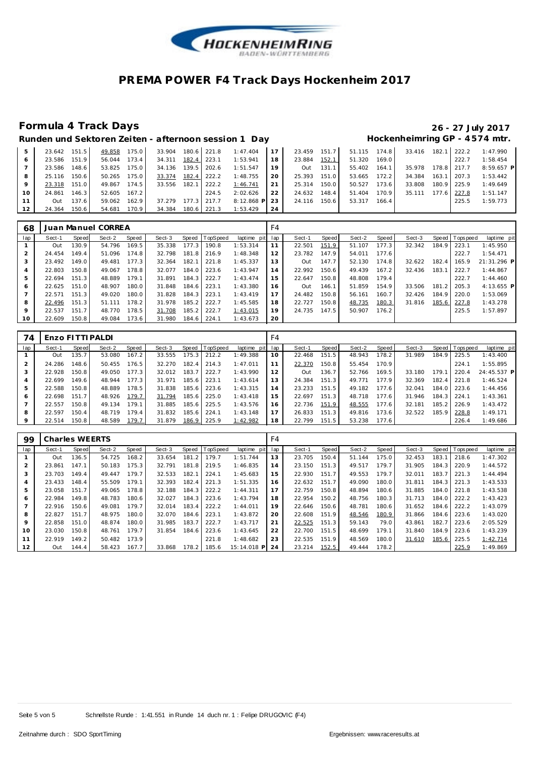# PREMA POWER F4 Track Days Hockenheim 2017

## Formula 4 Track Days

**26 - 27 July 2017**

**Runden und Sektoren Zeiten - afternoon session 1 Day**

**Hockenheimring GP - 4574 mtr.**

| lap | Sect-1 | Speed | Sect-2 | Speed | Sect-3 | Speed | TopSpeed | laptime pit | lap | Sect-1 | Speed | Sect-2 | Speed | Sect-3 | Speed | Topspeed | laptime pit |
|---|---|---|---|---|---|---|---|---|---|---|---|---|---|---|---|---|---|
| 5 | 23.642 | 151.5 | 49.858 | 175.0 | 33.904 | 180.6 | 221.8 | 1:47.404 | 17 | 23.459 | 151.7 | 51.115 | 174.8 | 33.416 | 182.1 | 222.2 | 1:47.990 |
| 6 | 23.586 | 151.9 | 56.044 | 173.4 | 34.311 | 182.4 | 223.1 | 1:53.941 | 18 | 23.884 | 152.1 | 51.320 | 169.0 | | | 222.7 | 1:58.454 |
| 7 | 23.586 | 148.6 | 53.825 | 175.0 | 34.136 | 139.5 | 202.6 | 1:51.547 | 19 | Out | 131.1 | 55.402 | 164.1 | 35.978 | 178.8 | 217.7 | 8:59.657 P |
| 8 | 25.116 | 150.6 | 50.265 | 175.0 | 33.374 | 182.4 | 222.2 | 1:48.755 | 20 | 25.393 | 151.0 | 53.665 | 172.2 | 34.384 | 163.1 | 207.3 | 1:53.442 |
| 9 | 23.318 | 151.0 | 49.867 | 174.5 | 33.556 | 182.1 | 222.2 | 1:46.741 | 21 | 25.314 | 150.0 | 50.527 | 173.6 | 33.808 | 180.9 | 225.9 | 1:49.649 |
| 10 | 24.861 | 146.3 | 52.605 | 167.2 | | | 224.5 | 2:02.626 | 22 | 24.632 | 148.4 | 51.404 | 170.9 | 35.111 | 177.6 | 227.8 | 1:51.147 |
| 11 | Out | 137.6 | 59.062 | 162.9 | 37.279 | 177.3 | 217.7 | 8:12.868 P | 23 | 24.116 | 150.6 | 53.317 | 166.4 | | | 225.5 | 1:59.773 |
| 12 | 24.364 | 150.6 | 54.681 | 170.9 | 34.384 | 180.6 | 221.3 | 1:53.429 | 24 | | | | | | | | |

### 68 Juan Manuel CORREA — F4

| lap | Sect-1 | Speed | Sect-2 | Speed | Sect-3 | Speed | TopSpeed | laptime pit | lap | Sect-1 | Speed | Sect-2 | Speed | Sect-3 | Speed | Topspeed | laptime pit |
|---|---|---|---|---|---|---|---|---|---|---|---|---|---|---|---|---|---|
| 1 | Out | 130.9 | 54.796 | 169.5 | 35.338 | 177.3 | 190.8 | 1:53.314 | 11 | 22.501 | 151.9 | 51.107 | 177.3 | 32.342 | 184.9 | 223.1 | 1:45.950 |
| 2 | 24.454 | 149.4 | 51.096 | 174.8 | 32.798 | 181.8 | 216.9 | 1:48.348 | 12 | 23.782 | 147.9 | 54.011 | 177.6 | | | 222.7 | 1:54.471 |
| 3 | 23.492 | 149.0 | 49.481 | 177.3 | 32.364 | 182.1 | 221.8 | 1:45.337 | 13 | Out | 147.7 | 52.130 | 174.8 | 32.622 | 182.4 | 165.9 | 21:31.296 P |
| 4 | 22.803 | 150.8 | 49.067 | 178.8 | 32.077 | 184.0 | 223.6 | 1:43.947 | 14 | 22.992 | 150.6 | 49.439 | 167.2 | 32.436 | 183.1 | 222.7 | 1:44.867 |
| 5 | 22.694 | 151.3 | 48.889 | 179.1 | 31.891 | 184.3 | 222.7 | 1:43.474 | 15 | 22.647 | 150.8 | 48.808 | 179.4 | | | 222.7 | 1:44.460 |
| 6 | 22.625 | 151.0 | 48.907 | 180.0 | 31.848 | 184.6 | 223.1 | 1:43.380 | 16 | Out | 146.1 | 51.859 | 154.9 | 33.506 | 181.2 | 205.3 | 4:13.655 P |
| 7 | 22.571 | 151.3 | 49.020 | 180.0 | 31.828 | 184.3 | 223.1 | 1:43.419 | 17 | 24.482 | 150.8 | 56.161 | 160.7 | 32.426 | 184.9 | 220.0 | 1:53.069 |
| 8 | 22.496 | 151.3 | 51.111 | 178.2 | 31.978 | 185.2 | 222.7 | 1:45.585 | 18 | 22.727 | 150.8 | 48.735 | 180.3 | 31.816 | 185.6 | 227.8 | 1:43.278 |
| 9 | 22.537 | 151.7 | 48.770 | 178.5 | 31.708 | 185.2 | 222.7 | 1:43.015 | 19 | 24.735 | 147.5 | 50.907 | 176.2 | | | 225.5 | 1:57.897 |
| 10 | 22.609 | 150.8 | 49.084 | 173.6 | 31.980 | 184.6 | 224.1 | 1:43.673 | 20 | | | | | | | | |

### 74 Enzo FITTIPALDI — F4

| lap | Sect-1 | Speed | Sect-2 | Speed | Sect-3 | Speed | TopSpeed | laptime pit | lap | Sect-1 | Speed | Sect-2 | Speed | Sect-3 | Speed | Topspeed | laptime pit |
|---|---|---|---|---|---|---|---|---|---|---|---|---|---|---|---|---|---|
| 1 | Out | 135.7 | 53.080 | 167.2 | 33.555 | 175.3 | 212.2 | 1:49.388 | 10 | 22.468 | 151.5 | 48.943 | 178.2 | 31.989 | 184.9 | 225.5 | 1:43.400 |
| 2 | 24.286 | 148.6 | 50.455 | 176.5 | 32.270 | 182.4 | 214.3 | 1:47.011 | 11 | 22.370 | 150.8 | 55.454 | 170.9 | | | 224.1 | 1:55.895 |
| 3 | 22.928 | 150.8 | 49.050 | 177.3 | 32.012 | 183.7 | 222.7 | 1:43.990 | 12 | Out | 136.7 | 52.766 | 169.5 | 33.180 | 179.1 | 220.4 | 24:45.537 P |
| 4 | 22.699 | 149.6 | 48.944 | 177.3 | 31.971 | 185.6 | 223.1 | 1:43.614 | 13 | 24.384 | 151.3 | 49.771 | 177.9 | 32.369 | 182.4 | 221.8 | 1:46.524 |
| 5 | 22.588 | 150.8 | 48.889 | 178.5 | 31.838 | 185.6 | 223.6 | 1:43.315 | 14 | 23.233 | 151.5 | 49.182 | 177.6 | 32.041 | 184.0 | 223.6 | 1:44.456 |
| 6 | 22.698 | 151.7 | 48.926 | 179.7 | 31.794 | 185.6 | 225.0 | 1:43.418 | 15 | 22.697 | 151.3 | 48.718 | 177.6 | 31.946 | 184.3 | 224.1 | 1:43.361 |
| 7 | 22.557 | 150.8 | 49.134 | 179.1 | 31.885 | 185.6 | 225.5 | 1:43.576 | 16 | 22.736 | 151.9 | 48.555 | 177.6 | 32.181 | 185.2 | 226.9 | 1:43.472 |
| 8 | 22.597 | 150.4 | 48.719 | 179.4 | 31.832 | 185.6 | 224.1 | 1:43.148 | 17 | 26.833 | 151.3 | 49.816 | 173.6 | 32.522 | 185.9 | 228.8 | 1:49.171 |
| 9 | 22.514 | 150.8 | 48.589 | 179.7 | 31.879 | 186.9 | 225.9 | 1:42.982 | 18 | 22.799 | 151.5 | 53.238 | 177.6 | | | 226.4 | 1:49.686 |

### 99 Charles WEERTS — F4

| lap | Sect-1 | Speed | Sect-2 | Speed | Sect-3 | Speed | TopSpeed | laptime pit | lap | Sect-1 | Speed | Sect-2 | Speed | Sect-3 | Speed | Topspeed | laptime pit |
|---|---|---|---|---|---|---|---|---|---|---|---|---|---|---|---|---|---|
| 1 | Out | 136.5 | 54.725 | 168.2 | 33.654 | 181.2 | 179.7 | 1:51.744 | 13 | 23.705 | 150.4 | 51.144 | 175.0 | 32.453 | 183.1 | 218.6 | 1:47.302 |
| 2 | 23.861 | 147.1 | 50.183 | 175.3 | 32.791 | 181.8 | 219.5 | 1:46.835 | 14 | 23.150 | 151.3 | 49.517 | 179.7 | 31.905 | 184.3 | 220.9 | 1:44.572 |
| 3 | 23.703 | 149.4 | 49.447 | 179.7 | 32.533 | 182.1 | 224.1 | 1:45.683 | 15 | 22.930 | 151.7 | 49.553 | 179.7 | 32.011 | 183.7 | 221.3 | 1:44.494 |
| 4 | 23.433 | 148.4 | 55.509 | 179.1 | 32.393 | 182.4 | 221.3 | 1:51.335 | 16 | 22.632 | 151.7 | 49.090 | 180.0 | 31.811 | 184.3 | 221.3 | 1:43.533 |
| 5 | 23.058 | 151.7 | 49.065 | 178.8 | 32.188 | 184.3 | 222.2 | 1:44.311 | 17 | 22.759 | 150.8 | 48.894 | 180.6 | 31.885 | 184.0 | 221.8 | 1:43.538 |
| 6 | 22.984 | 149.8 | 48.783 | 180.6 | 32.027 | 184.3 | 223.6 | 1:43.794 | 18 | 22.954 | 150.2 | 48.756 | 180.3 | 31.713 | 184.0 | 222.2 | 1:43.423 |
| 7 | 22.916 | 150.6 | 49.081 | 179.7 | 32.014 | 183.4 | 222.2 | 1:44.011 | 19 | 22.646 | 150.6 | 48.781 | 180.6 | 31.652 | 184.6 | 222.2 | 1:43.079 |
| 8 | 22.827 | 151.7 | 48.975 | 180.0 | 32.070 | 184.6 | 223.1 | 1:43.872 | 20 | 22.608 | 151.9 | 48.546 | 180.9 | 31.866 | 184.6 | 223.6 | 1:43.020 |
| 9 | 22.858 | 151.0 | 48.874 | 180.0 | 31.985 | 183.7 | 222.7 | 1:43.717 | 21 | 22.525 | 151.3 | 59.143 | 79.0 | 43.861 | 182.7 | 223.6 | 2:05.529 |
| 10 | 23.030 | 150.8 | 48.761 | 179.7 | 31.854 | 184.6 | 223.6 | 1:43.645 | 22 | 22.700 | 151.5 | 48.699 | 179.1 | 31.840 | 184.9 | 223.6 | 1:43.239 |
| 11 | 22.919 | 149.2 | 50.482 | 173.9 | | | 221.8 | 1:48.682 | 23 | 22.535 | 151.9 | 48.569 | 180.0 | 31.610 | 185.6 | 225.5 | 1:42.714 |
| 12 | Out | 144.4 | 58.423 | 167.7 | 33.868 | 178.2 | 185.6 | 15:14.018 P | 24 | 23.214 | 152.5 | 49.444 | 178.2 | | | 225.9 | 1:49.869 |

Schnellste Runde : 1:41.551 in Runde 14 duch nr. 1 : Felipe DRUGOVIC (F4)